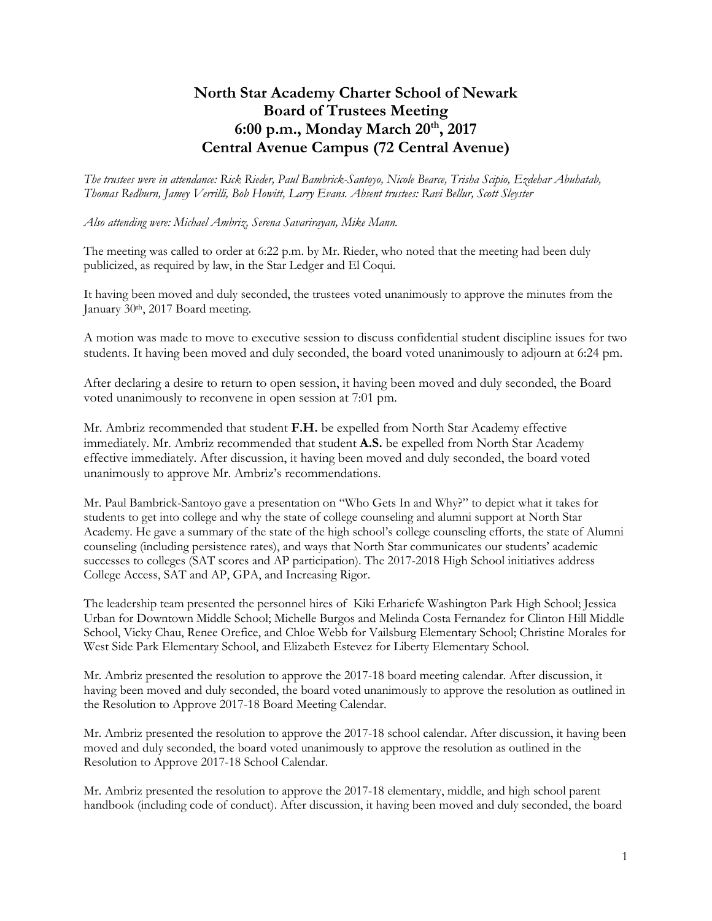# North Star Academy Charter School of Newark
# Board of Trustees Meeting
# 6:00 p.m., Monday March 20th, 2017
# Central Avenue Campus (72 Central Avenue)

*The trustees were in attendance: Rick Rieder, Paul Bambrick-Santoyo, Nicole Bearce, Trisha Scipio, Ezdehar Abuhatab, Thomas Redburn, Jamey Verrilli, Bob Howitt, Larry Evans. Absent trustees: Ravi Bellur, Scott Sleyster*

*Also attending were: Michael Ambriz, Serena Savarirayan, Mike Mann.*

The meeting was called to order at 6:22 p.m. by Mr. Rieder, who noted that the meeting had been duly publicized, as required by law, in the Star Ledger and El Coqui.

It having been moved and duly seconded, the trustees voted unanimously to approve the minutes from the January 30th, 2017 Board meeting.

A motion was made to move to executive session to discuss confidential student discipline issues for two students. It having been moved and duly seconded, the board voted unanimously to adjourn at 6:24 pm.

After declaring a desire to return to open session, it having been moved and duly seconded, the Board voted unanimously to reconvene in open session at 7:01 pm.

Mr. Ambriz recommended that student **F.H.** be expelled from North Star Academy effective immediately. Mr. Ambriz recommended that student **A.S.** be expelled from North Star Academy effective immediately. After discussion, it having been moved and duly seconded, the board voted unanimously to approve Mr. Ambriz's recommendations.

Mr. Paul Bambrick-Santoyo gave a presentation on "Who Gets In and Why?" to depict what it takes for students to get into college and why the state of college counseling and alumni support at North Star Academy. He gave a summary of the state of the high school's college counseling efforts, the state of Alumni counseling (including persistence rates), and ways that North Star communicates our students' academic successes to colleges (SAT scores and AP participation). The 2017-2018 High School initiatives address College Access, SAT and AP, GPA, and Increasing Rigor.

The leadership team presented the personnel hires of Kiki Erhariefe Washington Park High School; Jessica Urban for Downtown Middle School; Michelle Burgos and Melinda Costa Fernandez for Clinton Hill Middle School, Vicky Chau, Renee Orefice, and Chloe Webb for Vailsburg Elementary School; Christine Morales for West Side Park Elementary School, and Elizabeth Estevez for Liberty Elementary School.

Mr. Ambriz presented the resolution to approve the 2017-18 board meeting calendar. After discussion, it having been moved and duly seconded, the board voted unanimously to approve the resolution as outlined in the Resolution to Approve 2017-18 Board Meeting Calendar.

Mr. Ambriz presented the resolution to approve the 2017-18 school calendar. After discussion, it having been moved and duly seconded, the board voted unanimously to approve the resolution as outlined in the Resolution to Approve 2017-18 School Calendar.

Mr. Ambriz presented the resolution to approve the 2017-18 elementary, middle, and high school parent handbook (including code of conduct). After discussion, it having been moved and duly seconded, the board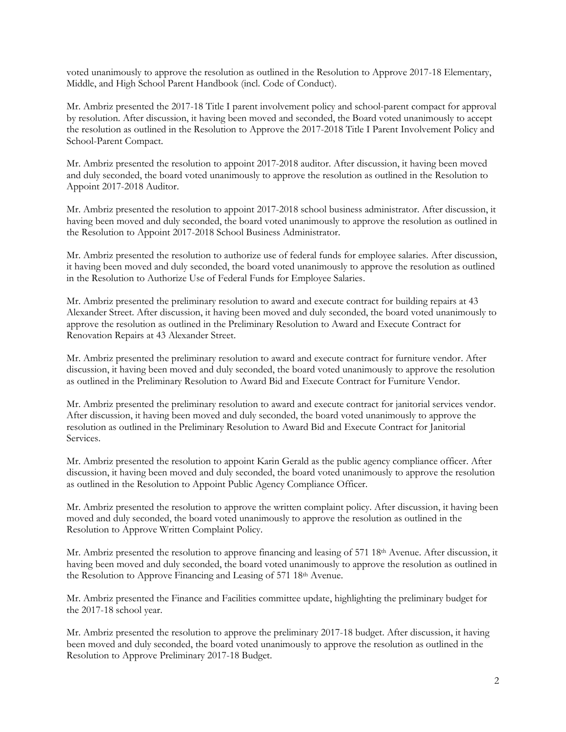voted unanimously to approve the resolution as outlined in the Resolution to Approve 2017-18 Elementary, Middle, and High School Parent Handbook (incl. Code of Conduct).

Mr. Ambriz presented the 2017-18 Title I parent involvement policy and school-parent compact for approval by resolution. After discussion, it having been moved and seconded, the Board voted unanimously to accept the resolution as outlined in the Resolution to Approve the 2017-2018 Title I Parent Involvement Policy and School-Parent Compact.

Mr. Ambriz presented the resolution to appoint 2017-2018 auditor. After discussion, it having been moved and duly seconded, the board voted unanimously to approve the resolution as outlined in the Resolution to Appoint 2017-2018 Auditor.

Mr. Ambriz presented the resolution to appoint 2017-2018 school business administrator. After discussion, it having been moved and duly seconded, the board voted unanimously to approve the resolution as outlined in the Resolution to Appoint 2017-2018 School Business Administrator.

Mr. Ambriz presented the resolution to authorize use of federal funds for employee salaries. After discussion, it having been moved and duly seconded, the board voted unanimously to approve the resolution as outlined in the Resolution to Authorize Use of Federal Funds for Employee Salaries.

Mr. Ambriz presented the preliminary resolution to award and execute contract for building repairs at 43 Alexander Street. After discussion, it having been moved and duly seconded, the board voted unanimously to approve the resolution as outlined in the Preliminary Resolution to Award and Execute Contract for Renovation Repairs at 43 Alexander Street.

Mr. Ambriz presented the preliminary resolution to award and execute contract for furniture vendor. After discussion, it having been moved and duly seconded, the board voted unanimously to approve the resolution as outlined in the Preliminary Resolution to Award Bid and Execute Contract for Furniture Vendor.

Mr. Ambriz presented the preliminary resolution to award and execute contract for janitorial services vendor. After discussion, it having been moved and duly seconded, the board voted unanimously to approve the resolution as outlined in the Preliminary Resolution to Award Bid and Execute Contract for Janitorial Services.

Mr. Ambriz presented the resolution to appoint Karin Gerald as the public agency compliance officer. After discussion, it having been moved and duly seconded, the board voted unanimously to approve the resolution as outlined in the Resolution to Appoint Public Agency Compliance Officer.

Mr. Ambriz presented the resolution to approve the written complaint policy. After discussion, it having been moved and duly seconded, the board voted unanimously to approve the resolution as outlined in the Resolution to Approve Written Complaint Policy.

Mr. Ambriz presented the resolution to approve financing and leasing of 571 18th Avenue. After discussion, it having been moved and duly seconded, the board voted unanimously to approve the resolution as outlined in the Resolution to Approve Financing and Leasing of 571 18th Avenue.

Mr. Ambriz presented the Finance and Facilities committee update, highlighting the preliminary budget for the 2017-18 school year.

Mr. Ambriz presented the resolution to approve the preliminary 2017-18 budget. After discussion, it having been moved and duly seconded, the board voted unanimously to approve the resolution as outlined in the Resolution to Approve Preliminary 2017-18 Budget.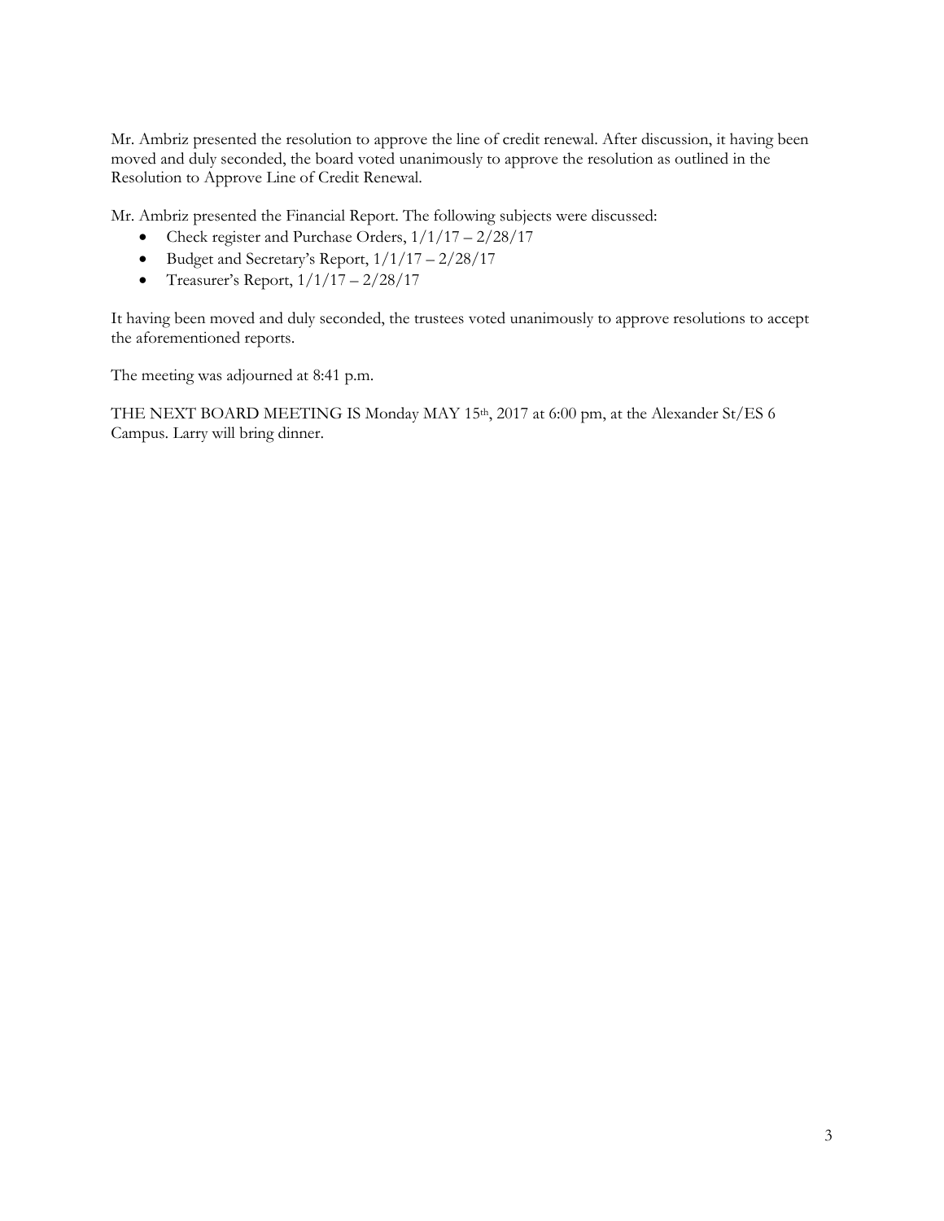Mr. Ambriz presented the resolution to approve the line of credit renewal. After discussion, it having been moved and duly seconded, the board voted unanimously to approve the resolution as outlined in the Resolution to Approve Line of Credit Renewal.

Mr. Ambriz presented the Financial Report. The following subjects were discussed:

- Check register and Purchase Orders, 1/1/17 – 2/28/17
- Budget and Secretary's Report, 1/1/17 – 2/28/17
- Treasurer's Report, 1/1/17 – 2/28/17

It having been moved and duly seconded, the trustees voted unanimously to approve resolutions to accept the aforementioned reports.

The meeting was adjourned at 8:41 p.m.

THE NEXT BOARD MEETING IS Monday MAY 15th, 2017 at 6:00 pm, at the Alexander St/ES 6 Campus. Larry will bring dinner.